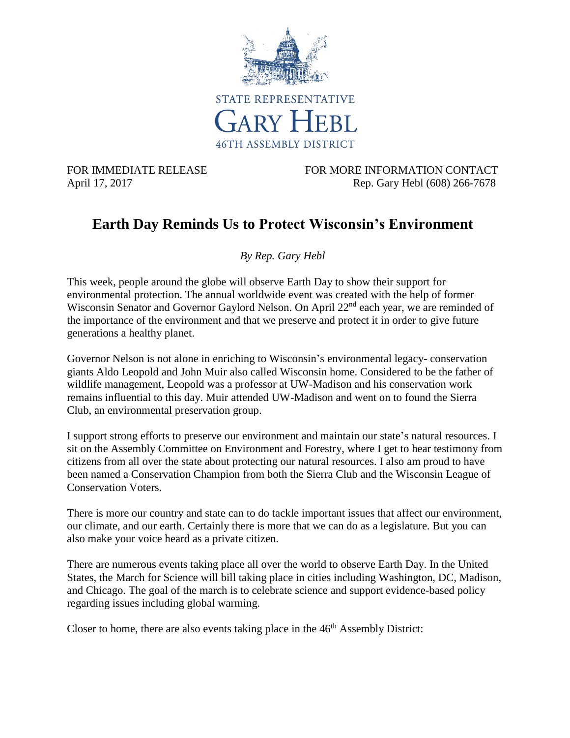STATE REPRESENTATIVE

GARY HEBL

46TH ASSEMBLY DISTRICT

FOR IMMEDIATE RELEASE
April 17, 2017

FOR MORE INFORMATION CONTACT
Rep. Gary Hebl (608) 266-7678

# Earth Day Reminds Us to Protect Wisconsin's Environment

*By Rep. Gary Hebl*

This week, people around the globe will observe Earth Day to show their support for environmental protection. The annual worldwide event was created with the help of former Wisconsin Senator and Governor Gaylord Nelson. On April 22nd each year, we are reminded of the importance of the environment and that we preserve and protect it in order to give future generations a healthy planet.

Governor Nelson is not alone in enriching to Wisconsin's environmental legacy- conservation giants Aldo Leopold and John Muir also called Wisconsin home. Considered to be the father of wildlife management, Leopold was a professor at UW-Madison and his conservation work remains influential to this day. Muir attended UW-Madison and went on to found the Sierra Club, an environmental preservation group.

I support strong efforts to preserve our environment and maintain our state's natural resources. I sit on the Assembly Committee on Environment and Forestry, where I get to hear testimony from citizens from all over the state about protecting our natural resources. I also am proud to have been named a Conservation Champion from both the Sierra Club and the Wisconsin League of Conservation Voters.

There is more our country and state can to do tackle important issues that affect our environment, our climate, and our earth. Certainly there is more that we can do as a legislature. But you can also make your voice heard as a private citizen.

There are numerous events taking place all over the world to observe Earth Day. In the United States, the March for Science will bill taking place in cities including Washington, DC, Madison, and Chicago. The goal of the march is to celebrate science and support evidence-based policy regarding issues including global warming.

Closer to home, there are also events taking place in the 46th Assembly District: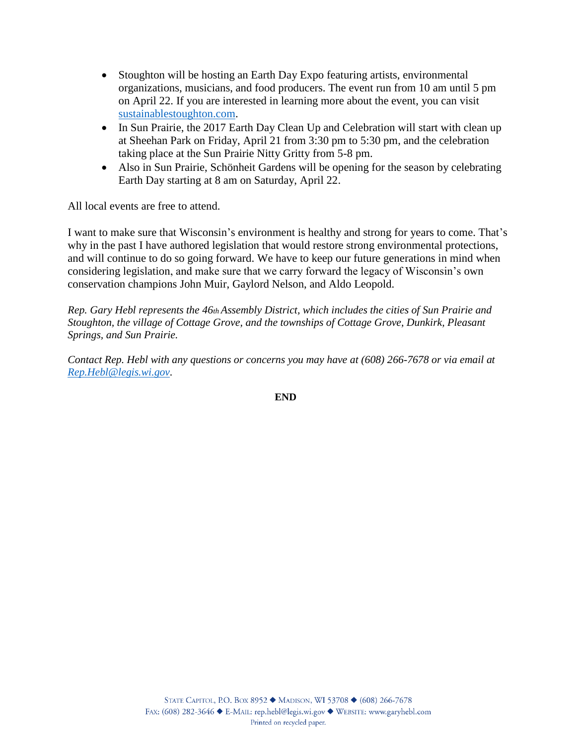- Stoughton will be hosting an Earth Day Expo featuring artists, environmental organizations, musicians, and food producers. The event run from 10 am until 5 pm on April 22. If you are interested in learning more about the event, you can visit [sustainablestoughton.com](sustainablestoughton.com).
- In Sun Prairie, the 2017 Earth Day Clean Up and Celebration will start with clean up at Sheehan Park on Friday, April 21 from 3:30 pm to 5:30 pm, and the celebration taking place at the Sun Prairie Nitty Gritty from 5-8 pm.
- Also in Sun Prairie, Schönheit Gardens will be opening for the season by celebrating Earth Day starting at 8 am on Saturday, April 22.

All local events are free to attend.

I want to make sure that Wisconsin's environment is healthy and strong for years to come. That's why in the past I have authored legislation that would restore strong environmental protections, and will continue to do so going forward. We have to keep our future generations in mind when considering legislation, and make sure that we carry forward the legacy of Wisconsin's own conservation champions John Muir, Gaylord Nelson, and Aldo Leopold.

*Rep. Gary Hebl represents the 46th Assembly District, which includes the cities of Sun Prairie and Stoughton, the village of Cottage Grove, and the townships of Cottage Grove, Dunkirk, Pleasant Springs, and Sun Prairie.*

*Contact Rep. Hebl with any questions or concerns you may have at (608) 266-7678 or via email at [Rep.Hebl@legis.wi.gov](mailto:Rep.Hebl@legis.wi.gov).*

**END**

State Capitol, P.O. Box 8952 ◆ Madison, WI 53708 ◆ (608) 266-7678
Fax: (608) 282-3646 ◆ E-Mail: rep.hebl@legis.wi.gov ◆ Website: www.garyhebl.com
Printed on recycled paper.